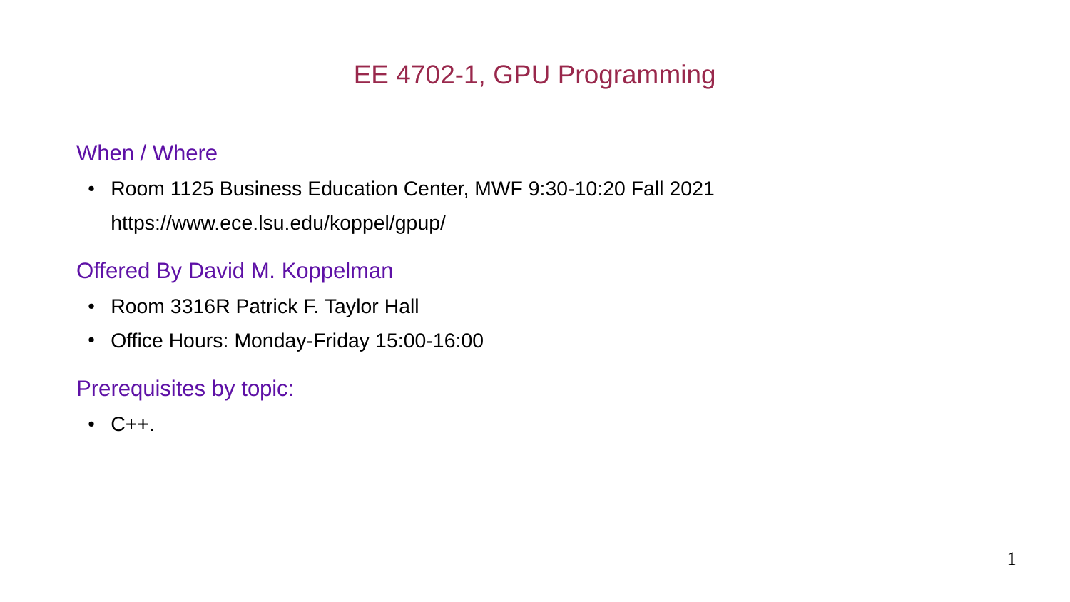# EE 4702-1, GPU Programming

## When / Where

- Room 1125 Business Education Center, MWF 9:30-10:20 Fall 2021
  https://www.ece.lsu.edu/koppel/gpup/

## Offered By David M. Koppelman

- Room 3316R Patrick F. Taylor Hall
- Office Hours: Monday-Friday 15:00-16:00

## Prerequisites by topic:

- C++.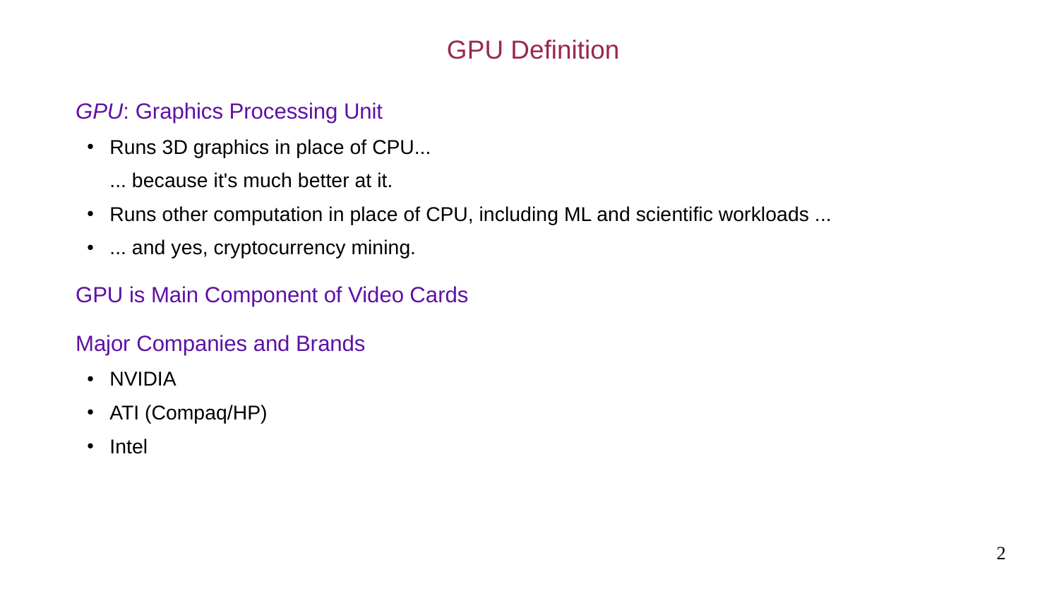# GPU Definition

## *GPU*: Graphics Processing Unit

- Runs 3D graphics in place of CPU...

  ... because it's much better at it.
- Runs other computation in place of CPU, including ML and scientific workloads ...
- ... and yes, cryptocurrency mining.

## GPU is Main Component of Video Cards

## Major Companies and Brands

- NVIDIA
- ATI (Compaq/HP)
- Intel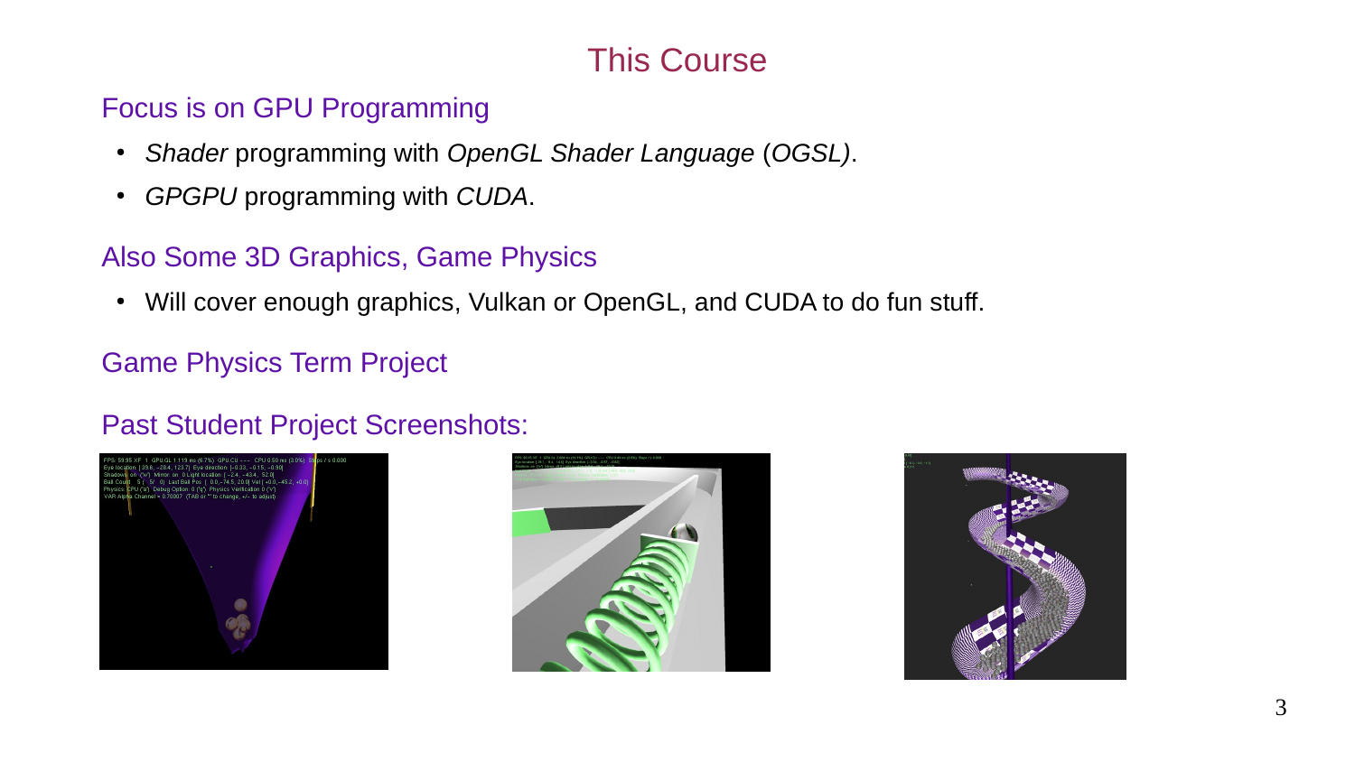# This Course

## Focus is on GPU Programming

- *Shader* programming with *OpenGL Shader Language* (*OGSL)*.
- *GPGPU* programming with *CUDA*.

## Also Some 3D Graphics, Game Physics

- Will cover enough graphics, Vulkan or OpenGL, and CUDA to do fun stuff.

## Game Physics Term Project

## Past Student Project Screenshots: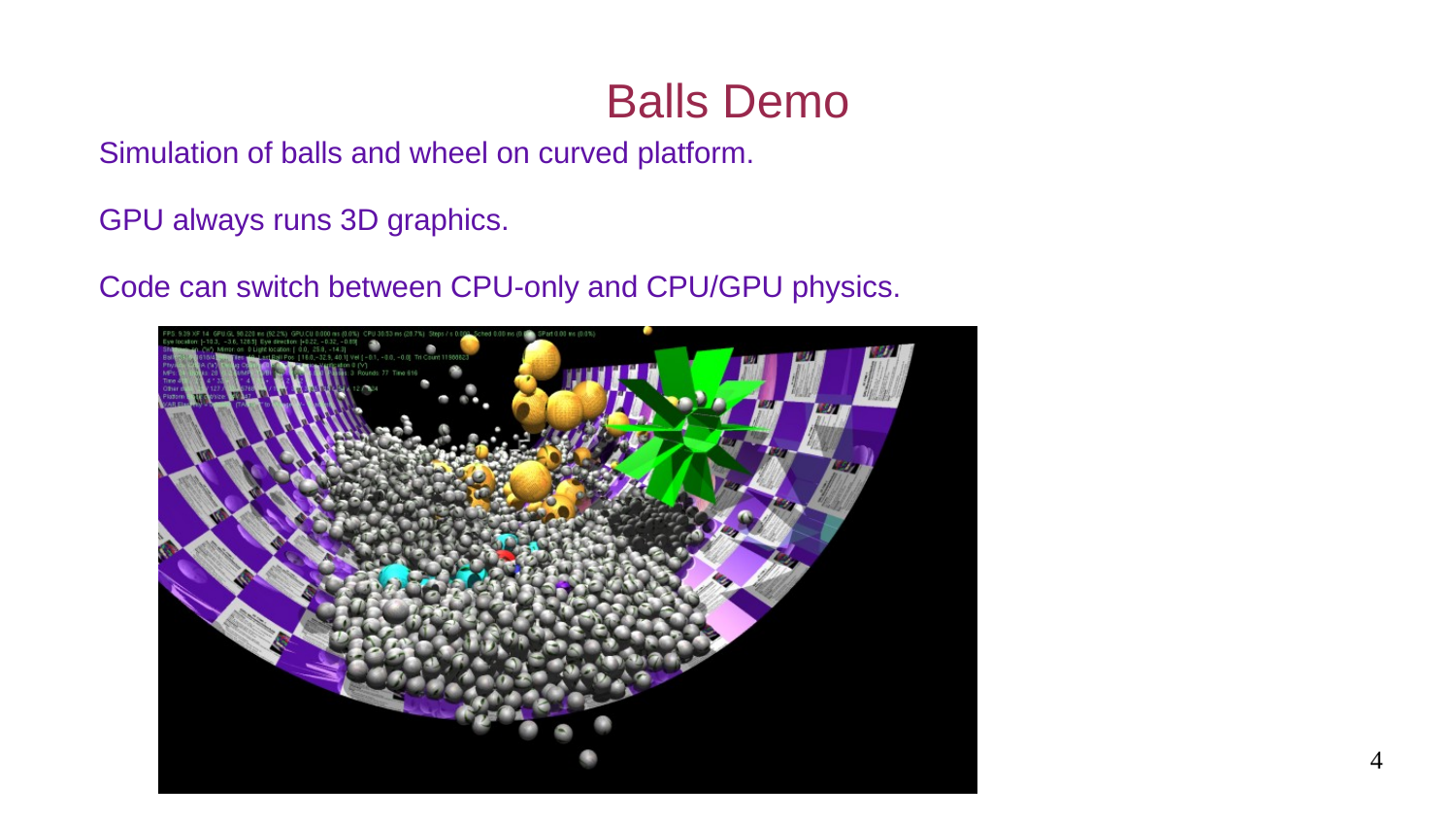# Balls Demo

Simulation of balls and wheel on curved platform.

GPU always runs 3D graphics.

Code can switch between CPU-only and CPU/GPU physics.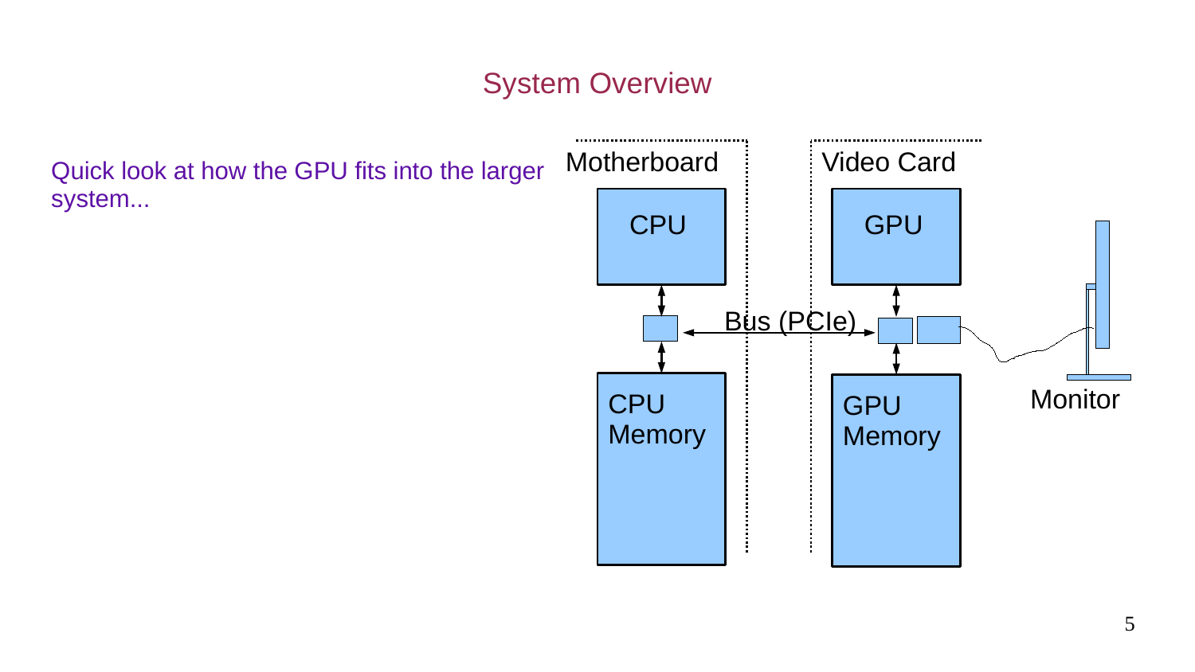# System Overview

Quick look at how the GPU fits into the larger system...

Motherboard

CPU

CPU Memory

Bus (PCIe)

Video Card

GPU

GPU Memory

Monitor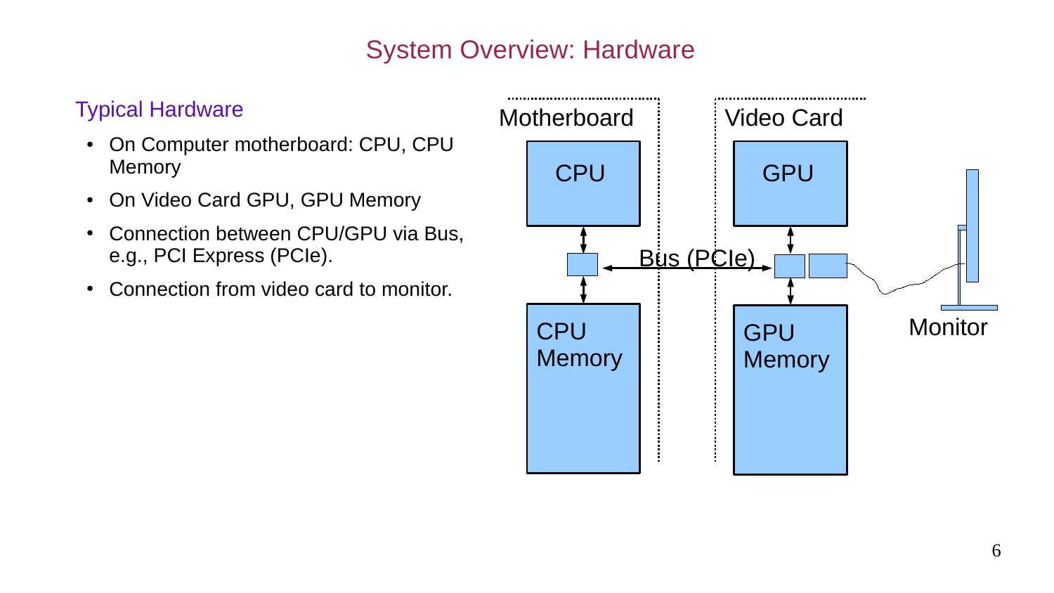# System Overview: Hardware

## Typical Hardware

- On Computer motherboard: CPU, CPU Memory
- On Video Card GPU, GPU Memory
- Connection between CPU/GPU via Bus, e.g., PCI Express (PCIe).
- Connection from video card to monitor.

Motherboard

CPU

CPU Memory

Bus (PCIe)

Video Card

GPU

GPU Memory

Monitor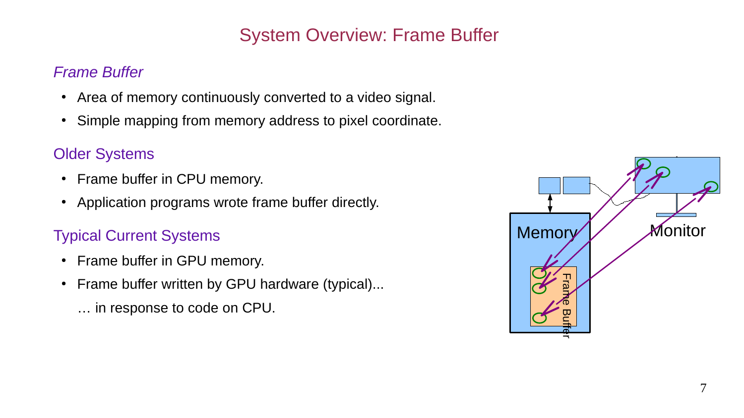# System Overview: Frame Buffer

### *Frame Buffer*

- Area of memory continuously converted to a video signal.
- Simple mapping from memory address to pixel coordinate.

### Older Systems

- Frame buffer in CPU memory.
- Application programs wrote frame buffer directly.

### Typical Current Systems

- Frame buffer in GPU memory.
- Frame buffer written by GPU hardware (typical)...

  … in response to code on CPU.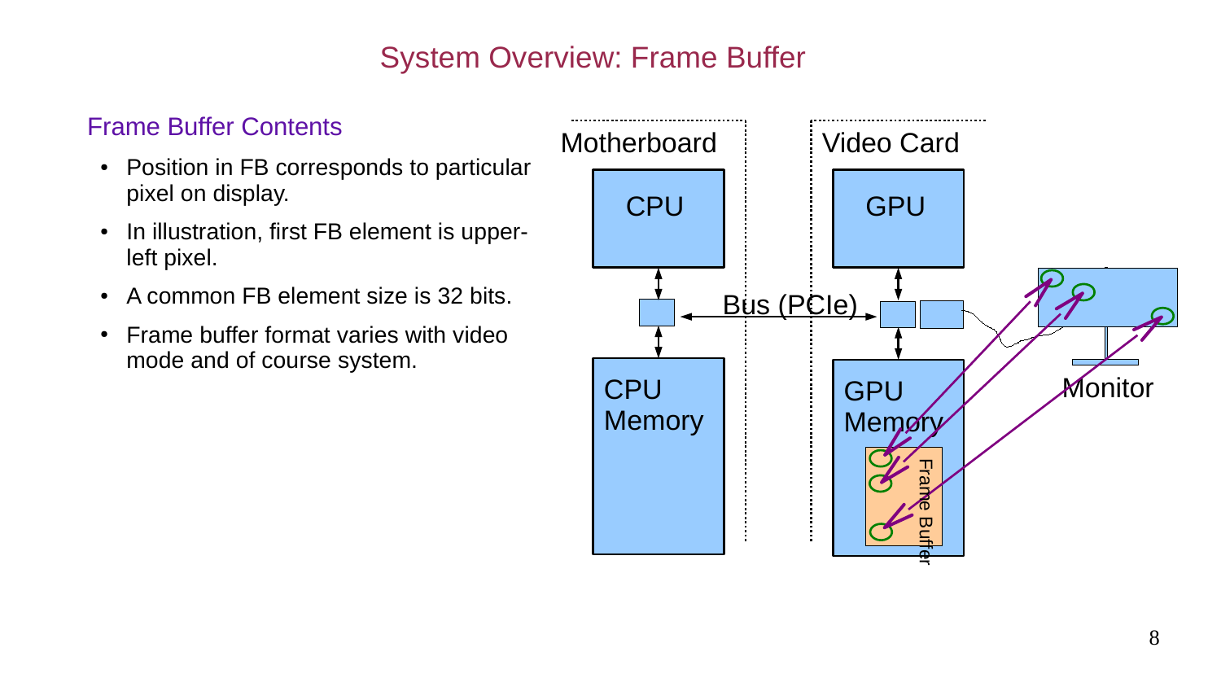# System Overview: Frame Buffer

## Frame Buffer Contents

- Position in FB corresponds to particular pixel on display.
- In illustration, first FB element is upper-left pixel.
- A common FB element size is 32 bits.
- Frame buffer format varies with video mode and of course system.

Motherboard

Video Card

CPU

GPU

Bus (PCIe)

CPU Memory

GPU Memory

Frame Buffer

Monitor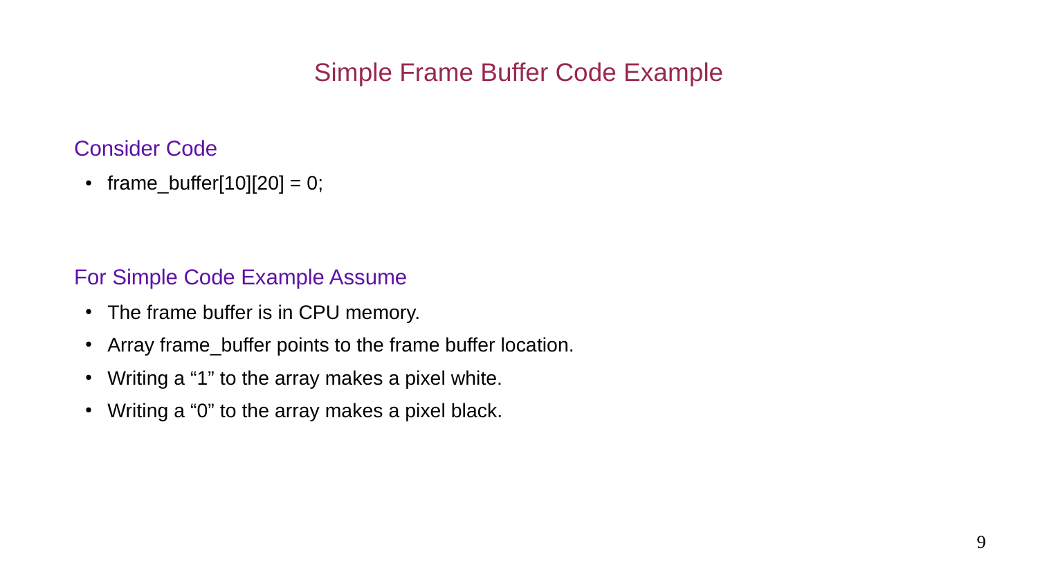# Simple Frame Buffer Code Example

## Consider Code

- frame_buffer[10][20] = 0;

## For Simple Code Example Assume

- The frame buffer is in CPU memory.
- Array frame_buffer points to the frame buffer location.
- Writing a “1” to the array makes a pixel white.
- Writing a “0” to the array makes a pixel black.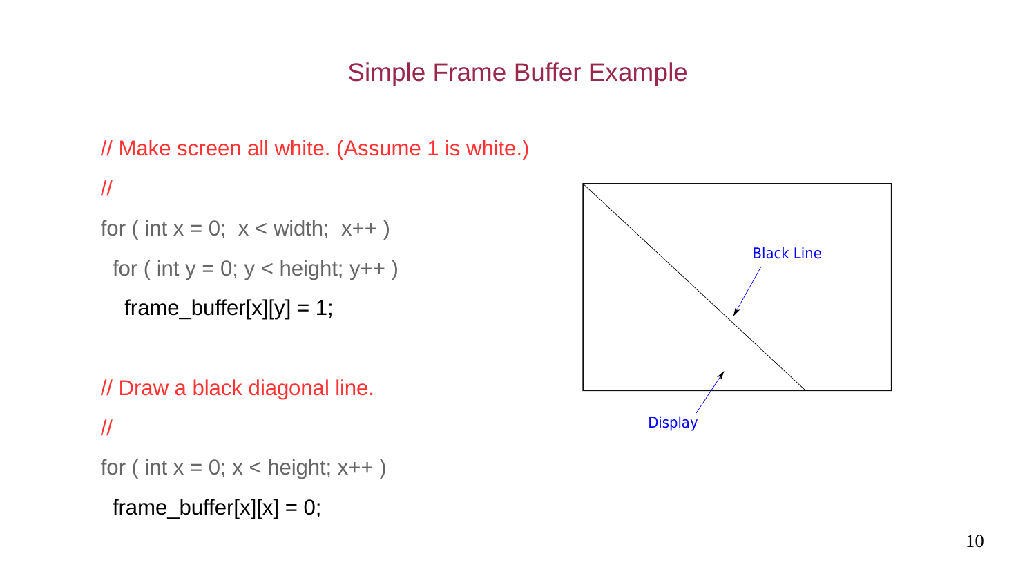# Simple Frame Buffer Example

```
// Make screen all white. (Assume 1 is white.)
//
for ( int x = 0;  x < width;  x++ )
  for ( int y = 0; y < height; y++ )
    frame_buffer[x][y] = 1;

// Draw a black diagonal line.
//
for ( int x = 0; x < height; x++ )
  frame_buffer[x][x] = 0;
```

Black Line

Display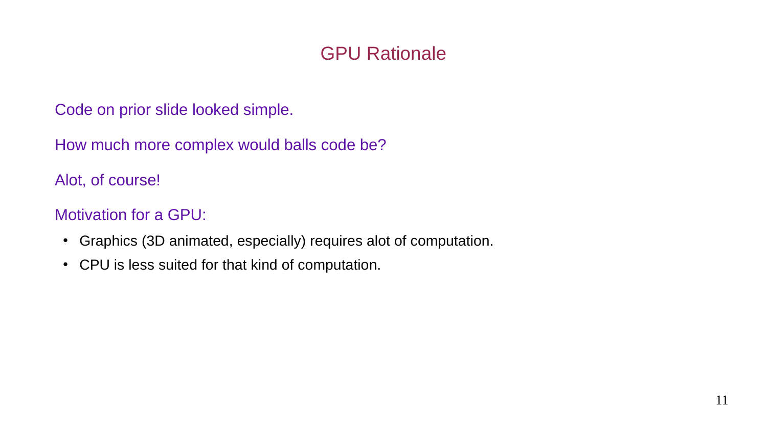# GPU Rationale

Code on prior slide looked simple.

How much more complex would balls code be?

Alot, of course!

Motivation for a GPU:

- Graphics (3D animated, especially) requires alot of computation.
- CPU is less suited for that kind of computation.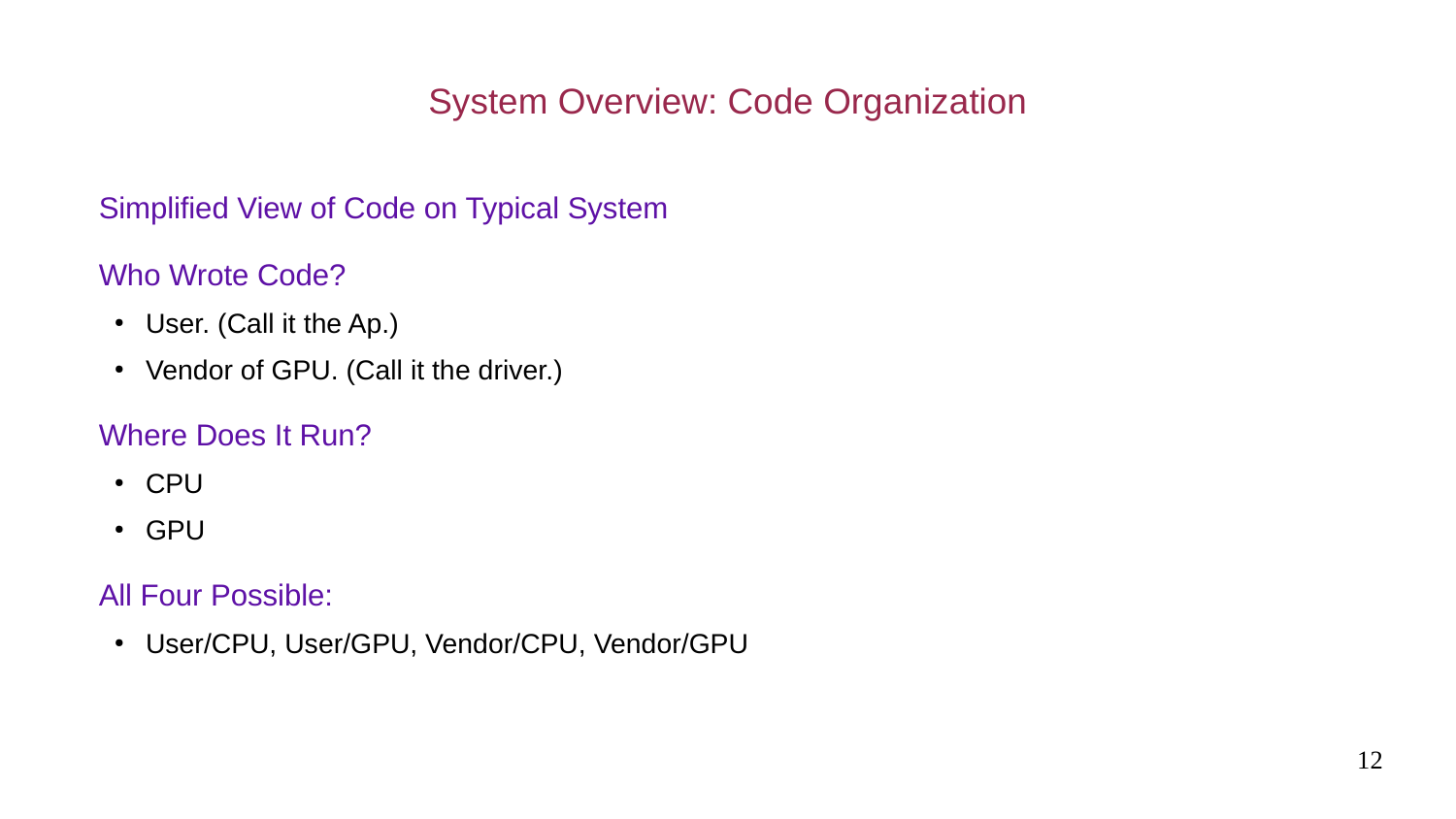# System Overview: Code Organization

## Simplified View of Code on Typical System

## Who Wrote Code?

- User. (Call it the Ap.)
- Vendor of GPU. (Call it the driver.)

## Where Does It Run?

- CPU
- GPU

## All Four Possible:

- User/CPU, User/GPU, Vendor/CPU, Vendor/GPU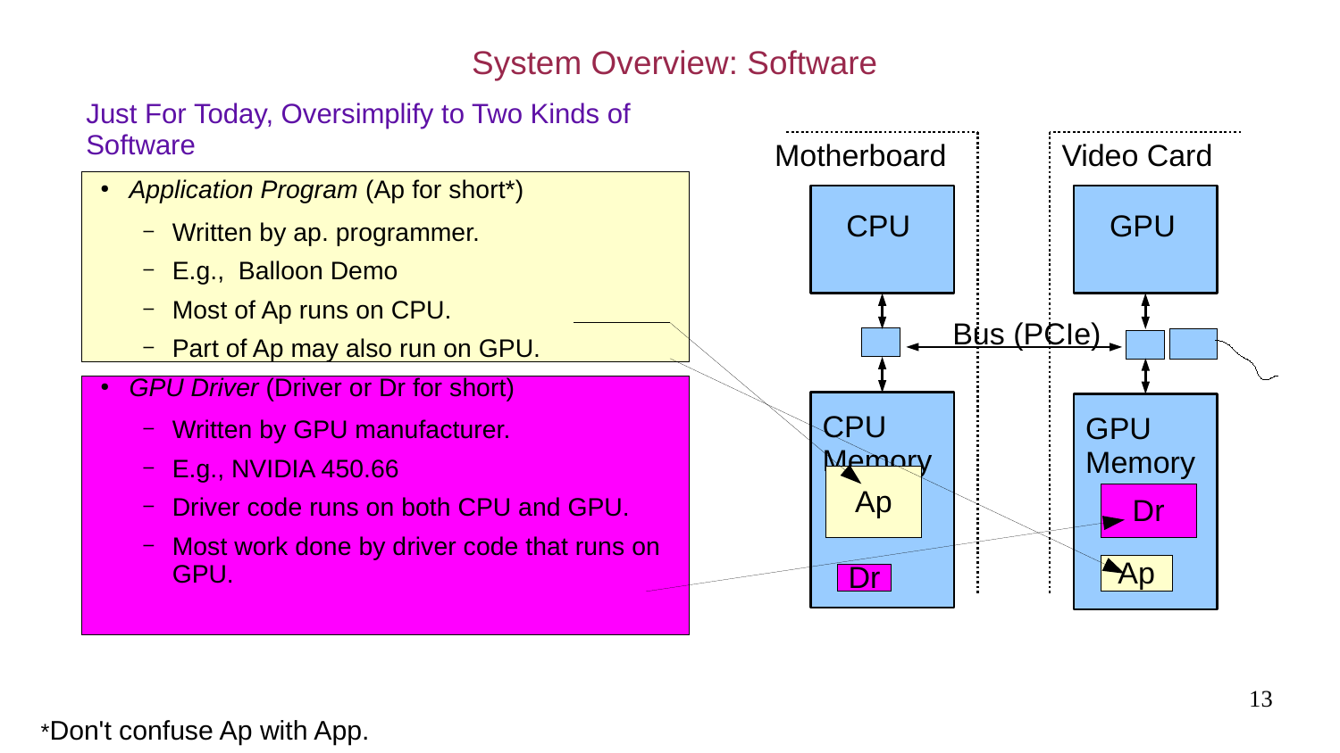# System Overview: Software

## Just For Today, Oversimplify to Two Kinds of Software

- *Application Program* (Ap for short*)
  - Written by ap. programmer.
  - E.g., Balloon Demo
  - Most of Ap runs on CPU.
  - Part of Ap may also run on GPU.
- *GPU Driver* (Driver or Dr for short)
  - Written by GPU manufacturer.
  - E.g., NVIDIA 450.66
  - Driver code runs on both CPU and GPU.
  - Most work done by driver code that runs on GPU.

Motherboard

CPU

CPU Memory

Ap

Dr

Bus (PCIe)

Video Card

GPU

GPU Memory

Dr

Ap

*Don't confuse Ap with App.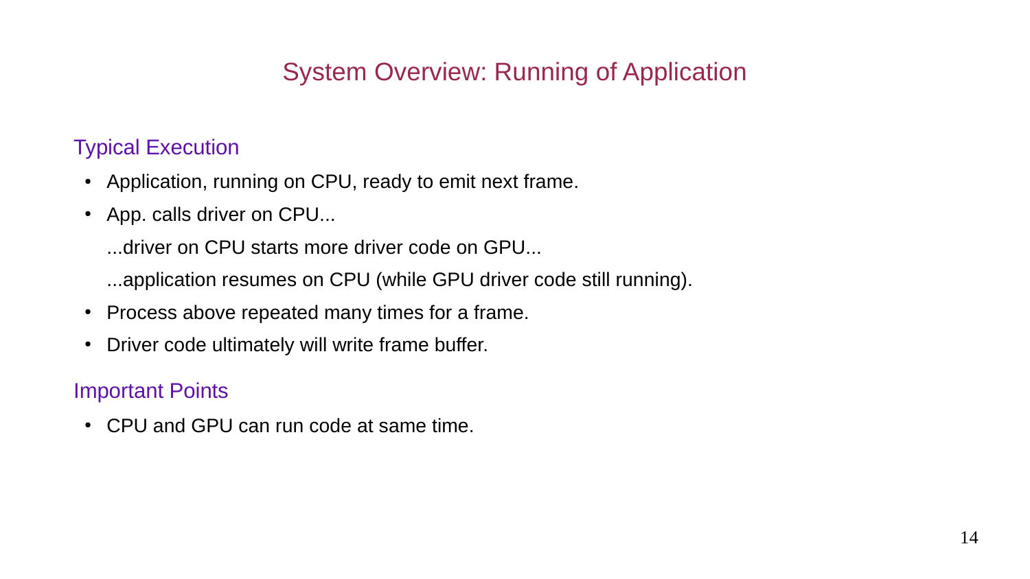# System Overview: Running of Application

## Typical Execution

- Application, running on CPU, ready to emit next frame.
- App. calls driver on CPU...

  ...driver on CPU starts more driver code on GPU...

  ...application resumes on CPU (while GPU driver code still running).
- Process above repeated many times for a frame.
- Driver code ultimately will write frame buffer.

## Important Points

- CPU and GPU can run code at same time.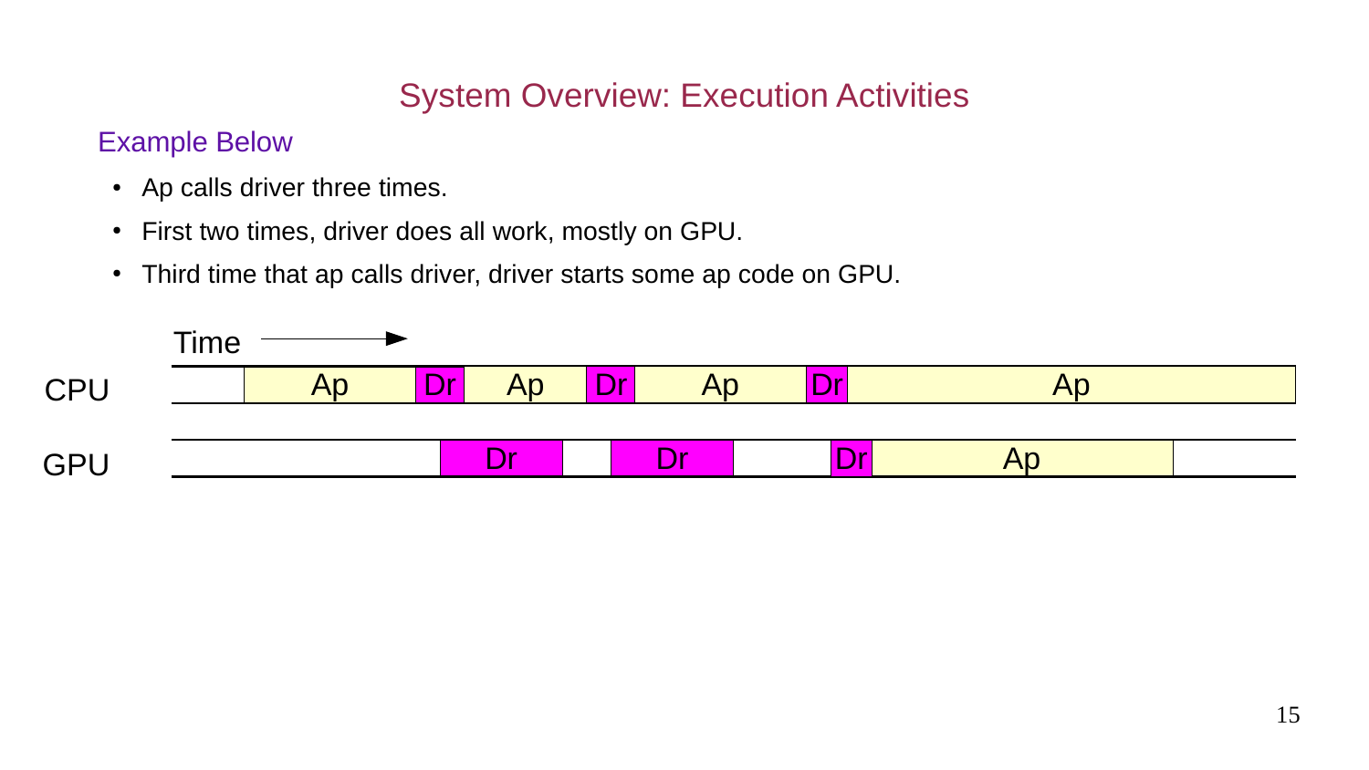# System Overview: Execution Activities

## Example Below

- Ap calls driver three times.
- First two times, driver does all work, mostly on GPU.
- Third time that ap calls driver, driver starts some ap code on GPU.

Time ⟶

CPU: | | Ap | Dr | Ap | Dr | Ap | Dr | Ap |

GPU: | | Dr | | Dr | | Dr | Ap | |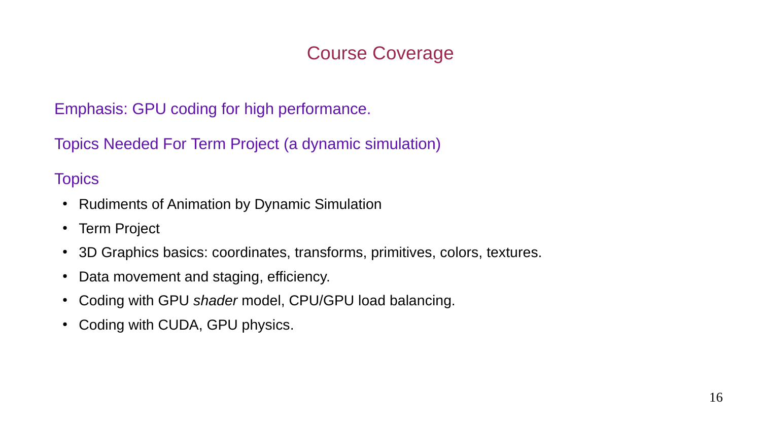# Course Coverage

Emphasis: GPU coding for high performance.

Topics Needed For Term Project (a dynamic simulation)

Topics

- Rudiments of Animation by Dynamic Simulation
- Term Project
- 3D Graphics basics: coordinates, transforms, primitives, colors, textures.
- Data movement and staging, efficiency.
- Coding with GPU *shader* model, CPU/GPU load balancing.
- Coding with CUDA, GPU physics.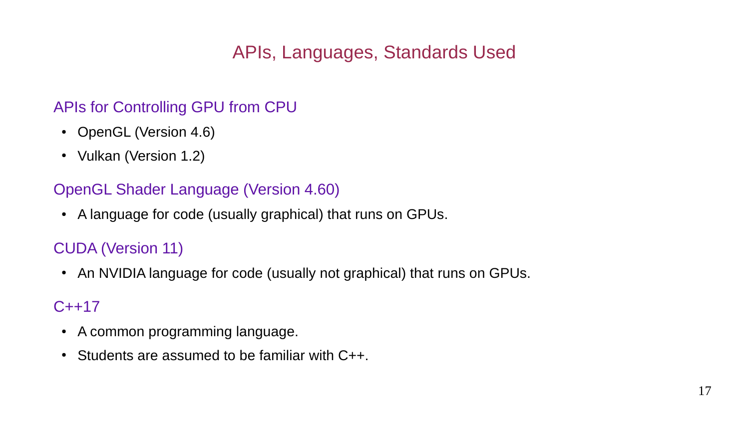# APIs, Languages, Standards Used

## APIs for Controlling GPU from CPU

- OpenGL (Version 4.6)
- Vulkan (Version 1.2)

## OpenGL Shader Language (Version 4.60)

- A language for code (usually graphical) that runs on GPUs.

## CUDA (Version 11)

- An NVIDIA language for code (usually not graphical) that runs on GPUs.

## C++17

- A common programming language.
- Students are assumed to be familiar with C++.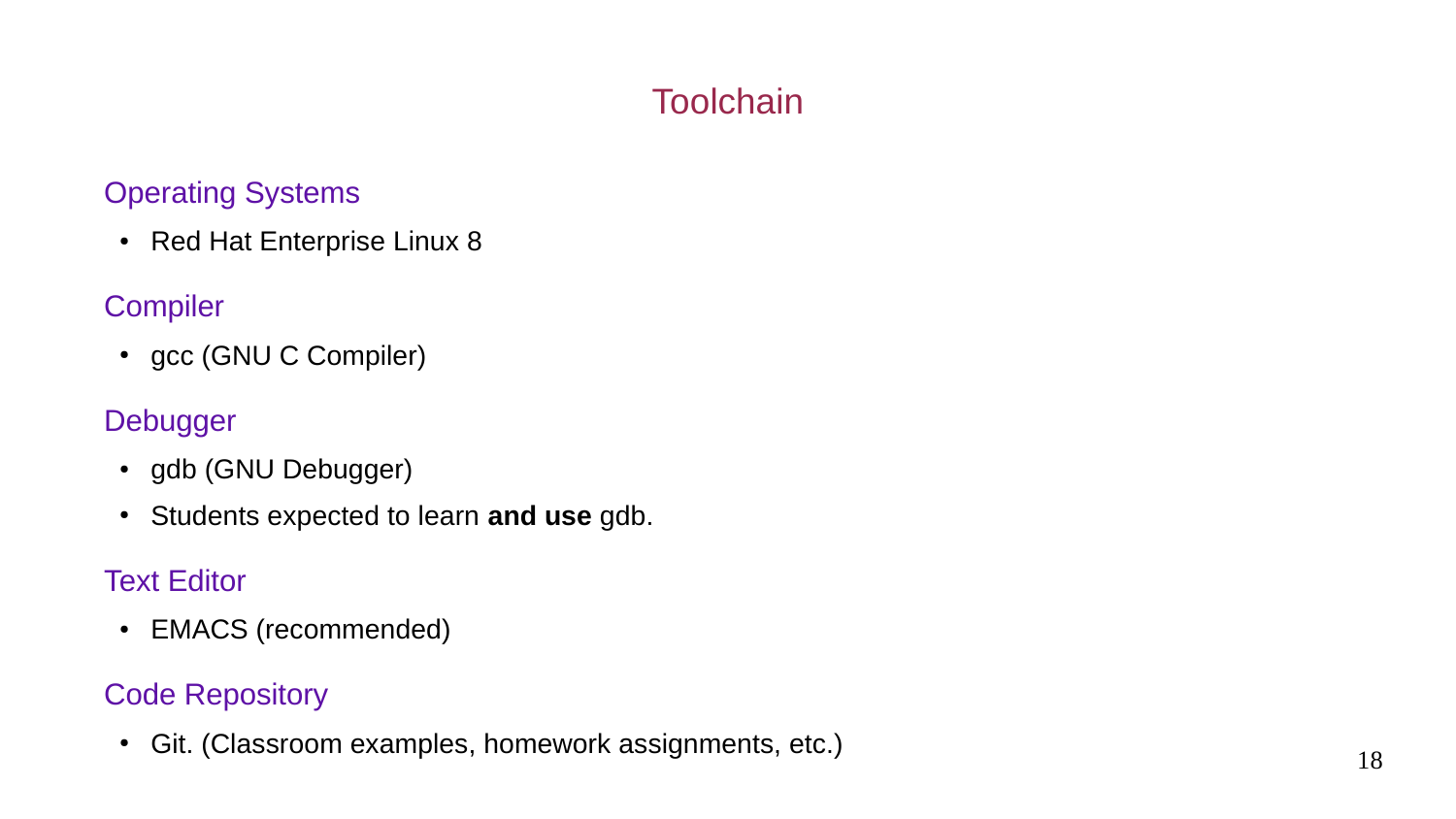# Toolchain

## Operating Systems

- Red Hat Enterprise Linux 8

## Compiler

- gcc (GNU C Compiler)

## Debugger

- gdb (GNU Debugger)
- Students expected to learn **and use** gdb.

## Text Editor

- EMACS (recommended)

## Code Repository

- Git. (Classroom examples, homework assignments, etc.)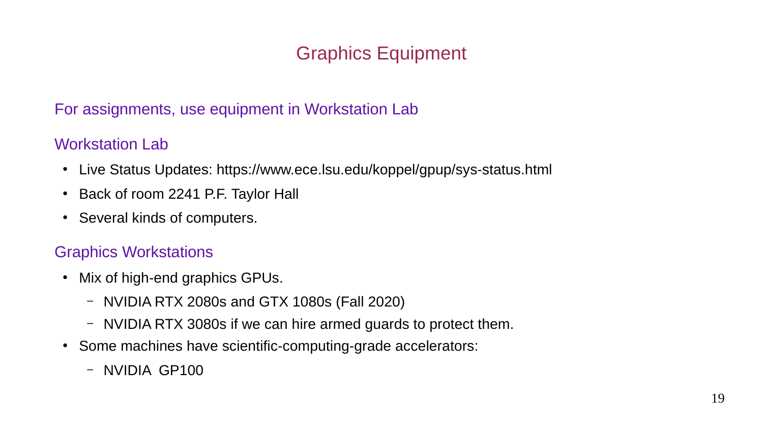# Graphics Equipment

## For assignments, use equipment in Workstation Lab

### Workstation Lab

- Live Status Updates: https://www.ece.lsu.edu/koppel/gpup/sys-status.html
- Back of room 2241 P.F. Taylor Hall
- Several kinds of computers.

### Graphics Workstations

- Mix of high-end graphics GPUs.
  - NVIDIA RTX 2080s and GTX 1080s (Fall 2020)
  - NVIDIA RTX 3080s if we can hire armed guards to protect them.
- Some machines have scientific-computing-grade accelerators:
  - NVIDIA GP100